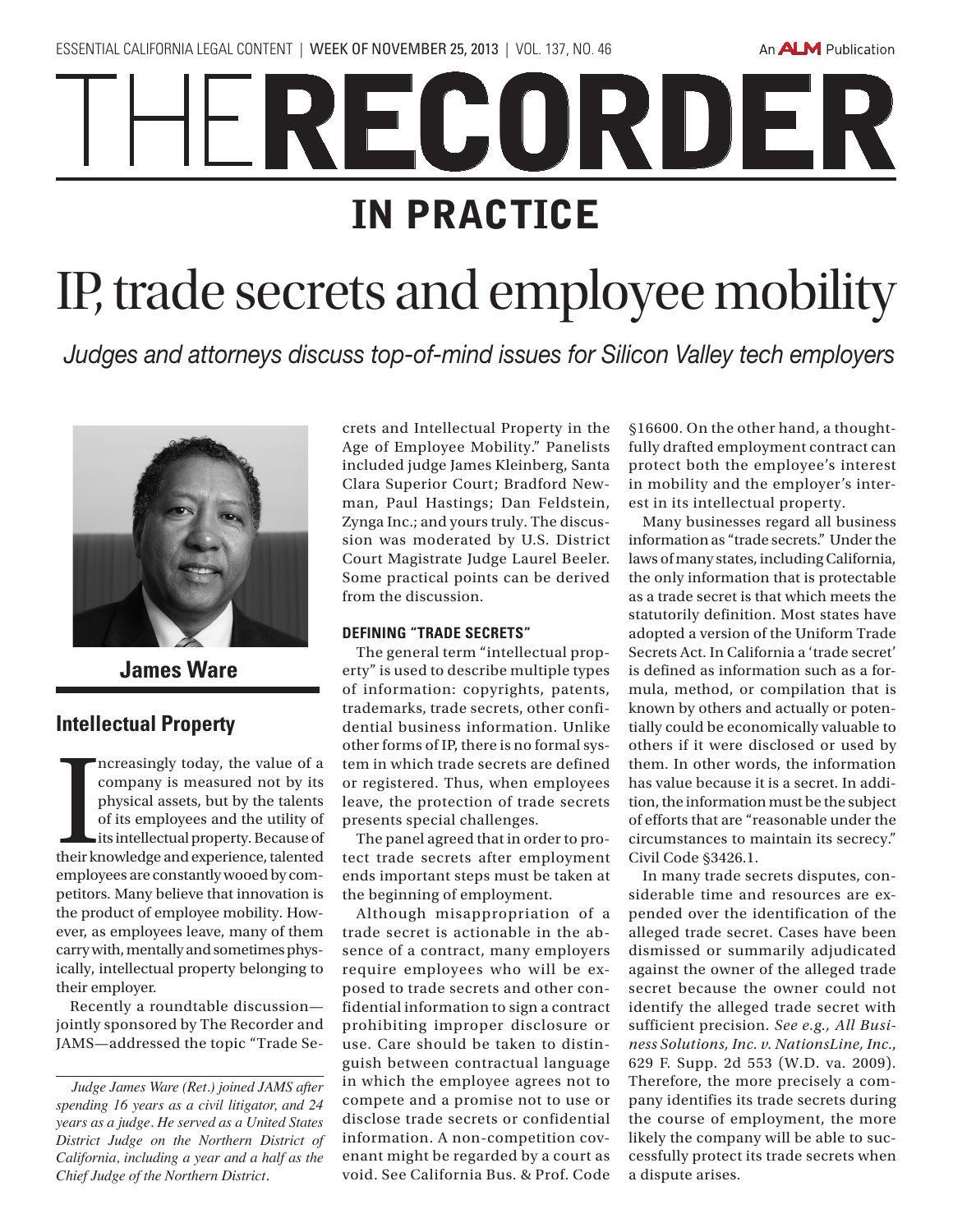# THE RECORDER

## IN PRACTICE

# IP, trade secrets and employee mobility

*Judges and attorneys discuss top-of-mind issues for Silicon Valley tech employers*

**James Ware**

### Intellectual Property

Increasingly today, the value of a company is measured not by its physical assets, but by the talents of its employees and the utility of its intellectual property. Because of their knowledge and experience, talented employees are constantly wooed by competitors. Many believe that innovation is the product of employee mobility. However, as employees leave, many of them carry with, mentally and sometimes physically, intellectual property belonging to their employer.

Recently a roundtable discussion—jointly sponsored by The Recorder and JAMS—addressed the topic "Trade Secrets and Intellectual Property in the Age of Employee Mobility." Panelists included judge James Kleinberg, Santa Clara Superior Court; Bradford Newman, Paul Hastings; Dan Feldstein, Zynga Inc.; and yours truly. The discussion was moderated by U.S. District Court Magistrate Judge Laurel Beeler. Some practical points can be derived from the discussion.

*Judge James Ware (Ret.) joined JAMS after spending 16 years as a civil litigator, and 24 years as a judge. He served as a United States District Judge on the Northern District of California, including a year and a half as the Chief Judge of the Northern District.*

#### DEFINING "TRADE SECRETS"

The general term "intellectual property" is used to describe multiple types of information: copyrights, patents, trademarks, trade secrets, other confidential business information. Unlike other forms of IP, there is no formal system in which trade secrets are defined or registered. Thus, when employees leave, the protection of trade secrets presents special challenges.

The panel agreed that in order to protect trade secrets after employment ends important steps must be taken at the beginning of employment.

Although misappropriation of a trade secret is actionable in the absence of a contract, many employers require employees who will be exposed to trade secrets and other confidential information to sign a contract prohibiting improper disclosure or use. Care should be taken to distinguish between contractual language in which the employee agrees not to compete and a promise not to use or disclose trade secrets or confidential information. A non-competition covenant might be regarded by a court as void. See California Bus. & Prof. Code §16600. On the other hand, a thoughtfully drafted employment contract can protect both the employee's interest in mobility and the employer's interest in its intellectual property.

Many businesses regard all business information as "trade secrets." Under the laws of many states, including California, the only information that is protectable as a trade secret is that which meets the statutorily definition. Most states have adopted a version of the Uniform Trade Secrets Act. In California a 'trade secret' is defined as information such as a formula, method, or compilation that is known by others and actually or potentially could be economically valuable to others if it were disclosed or used by them. In other words, the information has value because it is a secret. In addition, the information must be the subject of efforts that are "reasonable under the circumstances to maintain its secrecy." Civil Code §3426.1.

In many trade secrets disputes, considerable time and resources are expended over the identification of the alleged trade secret. Cases have been dismissed or summarily adjudicated against the owner of the alleged trade secret because the owner could not identify the alleged trade secret with sufficient precision. *See e.g., All Business Solutions, Inc. v. NationsLine, Inc.*, 629 F. Supp. 2d 553 (W.D. va. 2009). Therefore, the more precisely a company identifies its trade secrets during the course of employment, the more likely the company will be able to successfully protect its trade secrets when a dispute arises.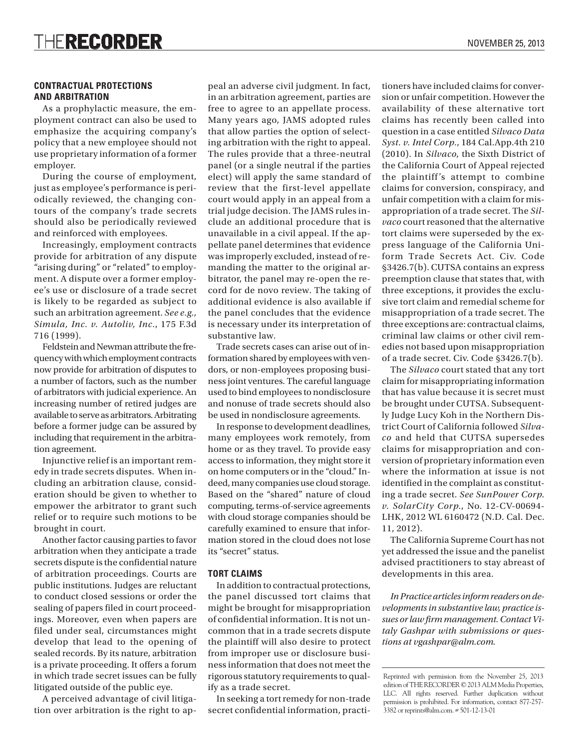### CONTRACTUAL PROTECTIONS AND ARBITRATION

As a prophylactic measure, the employment contract can also be used to emphasize the acquiring company's policy that a new employee should not use proprietary information of a former employer.

During the course of employment, just as employee's performance is periodically reviewed, the changing contours of the company's trade secrets should also be periodically reviewed and reinforced with employees.

Increasingly, employment contracts provide for arbitration of any dispute "arising during" or "related" to employment. A dispute over a former employee's use or disclosure of a trade secret is likely to be regarded as subject to such an arbitration agreement. *See e.g., Simula, Inc. v. Autoliv, Inc.*, 175 F.3d 716 (1999).

Feldstein and Newman attribute the frequency with which employment contracts now provide for arbitration of disputes to a number of factors, such as the number of arbitrators with judicial experience. An increasing number of retired judges are available to serve as arbitrators. Arbitrating before a former judge can be assured by including that requirement in the arbitration agreement.

Injunctive relief is an important remedy in trade secrets disputes. When including an arbitration clause, consideration should be given to whether to empower the arbitrator to grant such relief or to require such motions to be brought in court.

Another factor causing parties to favor arbitration when they anticipate a trade secrets dispute is the confidential nature of arbitration proceedings. Courts are public institutions. Judges are reluctant to conduct closed sessions or order the sealing of papers filed in court proceedings. Moreover, even when papers are filed under seal, circumstances might develop that lead to the opening of sealed records. By its nature, arbitration is a private proceeding. It offers a forum in which trade secret issues can be fully litigated outside of the public eye.

A perceived advantage of civil litigation over arbitration is the right to appeal an adverse civil judgment. In fact, in an arbitration agreement, parties are free to agree to an appellate process. Many years ago, JAMS adopted rules that allow parties the option of selecting arbitration with the right to appeal. The rules provide that a three-neutral panel (or a single neutral if the parties elect) will apply the same standard of review that the first-level appellate court would apply in an appeal from a trial judge decision. The JAMS rules include an additional procedure that is unavailable in a civil appeal. If the appellate panel determines that evidence was improperly excluded, instead of remanding the matter to the original arbitrator, the panel may re-open the record for de novo review. The taking of additional evidence is also available if the panel concludes that the evidence is necessary under its interpretation of substantive law.

Trade secrets cases can arise out of information shared by employees with vendors, or non-employees proposing business joint ventures. The careful language used to bind employees to nondisclosure and nonuse of trade secrets should also be used in nondisclosure agreements.

In response to development deadlines, many employees work remotely, from home or as they travel. To provide easy access to information, they might store it on home computers or in the "cloud." Indeed, many companies use cloud storage. Based on the "shared" nature of cloud computing, terms-of-service agreements with cloud storage companies should be carefully examined to ensure that information stored in the cloud does not lose its "secret" status.

### TORT CLAIMS

In addition to contractual protections, the panel discussed tort claims that might be brought for misappropriation of confidential information. It is not uncommon that in a trade secrets dispute the plaintiff will also desire to protect from improper use or disclosure business information that does not meet the rigorous statutory requirements to qualify as a trade secret.

In seeking a tort remedy for non-trade secret confidential information, practitioners have included claims for conversion or unfair competition. However the availability of these alternative tort claims has recently been called into question in a case entitled *Silvaco Data Syst. v. Intel Corp.*, 184 Cal.App.4th 210 (2010). In *Silvaco*, the Sixth District of the California Court of Appeal rejected the plaintiff's attempt to combine claims for conversion, conspiracy, and unfair competition with a claim for misappropriation of a trade secret. The *Silvaco* court reasoned that the alternative tort claims were superseded by the express language of the California Uniform Trade Secrets Act. Civ. Code §3426.7(b). CUTSA contains an express preemption clause that states that, with three exceptions, it provides the exclusive tort claim and remedial scheme for misappropriation of a trade secret. The three exceptions are: contractual claims, criminal law claims or other civil remedies not based upon misappropriation of a trade secret. Civ. Code §3426.7(b).

The *Silvaco* court stated that any tort claim for misappropriating information that has value because it is secret must be brought under CUTSA. Subsequently Judge Lucy Koh in the Northern District Court of California followed *Silvaco* and held that CUTSA supersedes claims for misappropriation and conversion of proprietary information even where the information at issue is not identified in the complaint as constituting a trade secret. *See SunPower Corp. v. SolarCity Corp.*, No. 12-CV-00694-LHK, 2012 WL 6160472 (N.D. Cal. Dec. 11, 2012).

The California Supreme Court has not yet addressed the issue and the panelist advised practitioners to stay abreast of developments in this area.

*In Practice articles inform readers on developments in substantive law, practice issues or law firm management. Contact Vitaly Gashpar with submissions or questions at vgashpar@alm.com.*

Reprinted with permission from the November 25, 2013 edition of THE RECORDER © 2013 ALM Media Properties, LLC. All rights reserved. Further duplication without permission is prohibited. For information, contact 877-257-3382 or reprints@alm.com. # 501-12-13-01